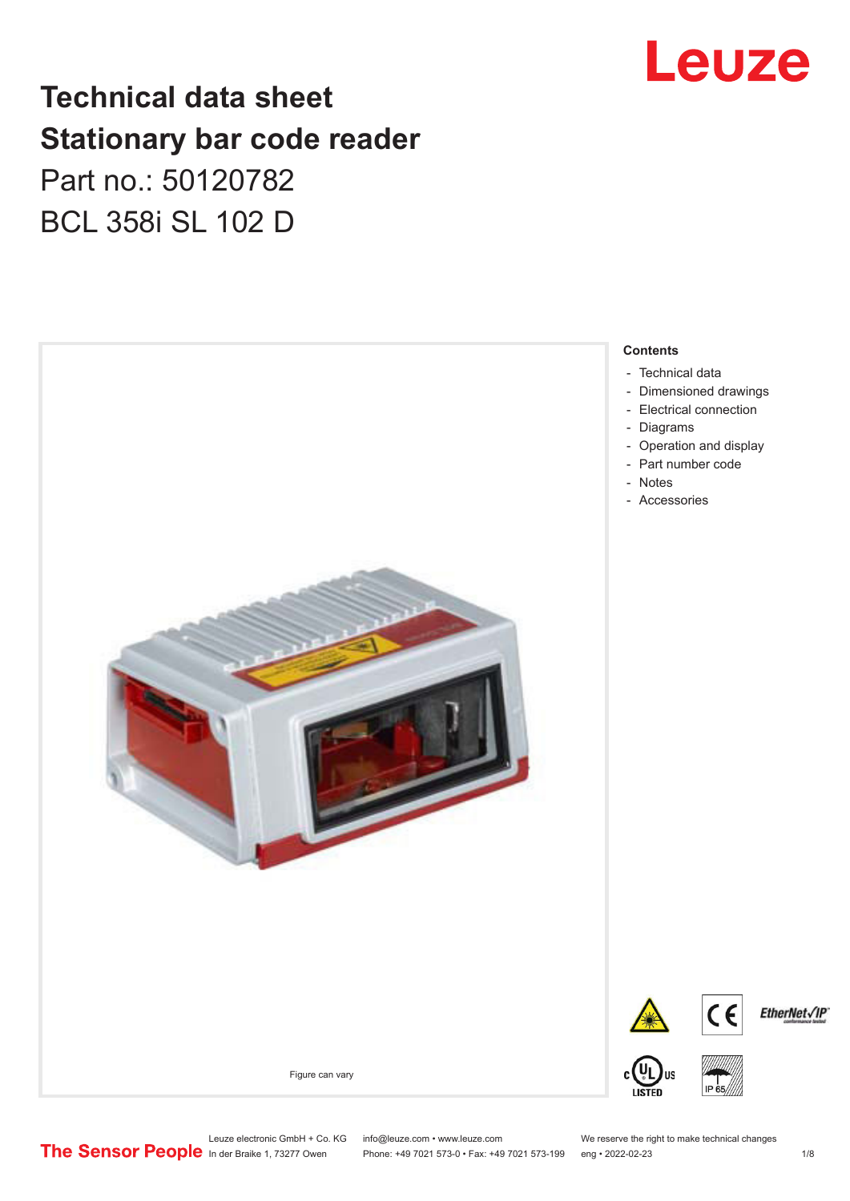# Technical data sheet
# Stationary bar code reader

Part no.: 50120782

BCL 358i SL 102 D

Figure can vary

**Contents**

- Technical data
- Dimensioned drawings
- Electrical connection
- Diagrams
- Operation and display
- Part number code
- Notes
- Accessories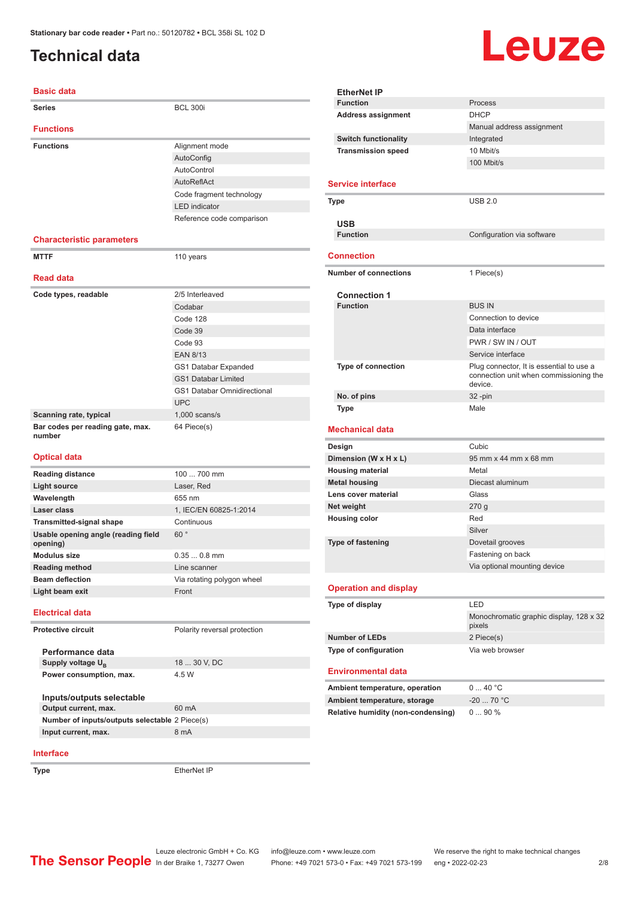Stationary bar code reader • Part no.: 50120782 • BCL 358i SL 102 D

# Technical data

## Basic data

| | |
|---|---|
| **Series** | BCL 300i |

## Functions

| | |
|---|---|
| **Functions** | Alignment mode |
| | AutoConfig |
| | AutoControl |
| | AutoReflAct |
| | Code fragment technology |
| | LED indicator |
| | Reference code comparison |

## Characteristic parameters

| | |
|---|---|
| **MTTF** | 110 years |

## Read data

| | |
|---|---|
| **Code types, readable** | 2/5 Interleaved |
| | Codabar |
| | Code 128 |
| | Code 39 |
| | Code 93 |
| | EAN 8/13 |
| | GS1 Databar Expanded |
| | GS1 Databar Limited |
| | GS1 Databar Omnidirectional |
| | UPC |
| **Scanning rate, typical** | 1,000 scans/s |
| **Bar codes per reading gate, max. number** | 64 Piece(s) |

## Optical data

| | |
|---|---|
| **Reading distance** | 100 ... 700 mm |
| **Light source** | Laser, Red |
| **Wavelength** | 655 nm |
| **Laser class** | 1, IEC/EN 60825-1:2014 |
| **Transmitted-signal shape** | Continuous |
| **Usable opening angle (reading field opening)** | 60 ° |
| **Modulus size** | 0.35 ... 0.8 mm |
| **Reading method** | Line scanner |
| **Beam deflection** | Via rotating polygon wheel |
| **Light beam exit** | Front |

## Electrical data

| | |
|---|---|
| **Protective circuit** | Polarity reversal protection |

### Performance data

| | |
|---|---|
| **Supply voltage $U_B$** | 18 ... 30 V, DC |
| **Power consumption, max.** | 4.5 W |

### Inputs/outputs selectable

| | |
|---|---|
| **Output current, max.** | 60 mA |
| **Number of inputs/outputs selectable** | 2 Piece(s) |
| **Input current, max.** | 8 mA |

## Interface

| | |
|---|---|
| **Type** | EtherNet IP |

### EtherNet IP

| | |
|---|---|
| **Function** | Process |
| **Address assignment** | DHCP |
| | Manual address assignment |
| **Switch functionality** | Integrated |
| **Transmission speed** | 10 Mbit/s |
| | 100 Mbit/s |

## Service interface

| | |
|---|---|
| **Type** | USB 2.0 |

### USB

| | |
|---|---|
| **Function** | Configuration via software |

## Connection

| | |
|---|---|
| **Number of connections** | 1 Piece(s) |

### Connection 1

| | |
|---|---|
| **Function** | BUS IN |
| | Connection to device |
| | Data interface |
| | PWR / SW IN / OUT |
| | Service interface |
| **Type of connection** | Plug connector, It is essential to use a connection unit when commissioning the device. |
| **No. of pins** | 32 -pin |
| **Type** | Male |

## Mechanical data

| | |
|---|---|
| **Design** | Cubic |
| **Dimension (W x H x L)** | 95 mm x 44 mm x 68 mm |
| **Housing material** | Metal |
| **Metal housing** | Diecast aluminum |
| **Lens cover material** | Glass |
| **Net weight** | 270 g |
| **Housing color** | Red |
| | Silver |
| **Type of fastening** | Dovetail grooves |
| | Fastening on back |
| | Via optional mounting device |

## Operation and display

| | |
|---|---|
| **Type of display** | LED |
| | Monochromatic graphic display, 128 x 32 pixels |
| **Number of LEDs** | 2 Piece(s) |
| **Type of configuration** | Via web browser |

## Environmental data

| | |
|---|---|
| **Ambient temperature, operation** | 0 ... 40 °C |
| **Ambient temperature, storage** | -20 ... 70 °C |
| **Relative humidity (non-condensing)** | 0 ... 90 % |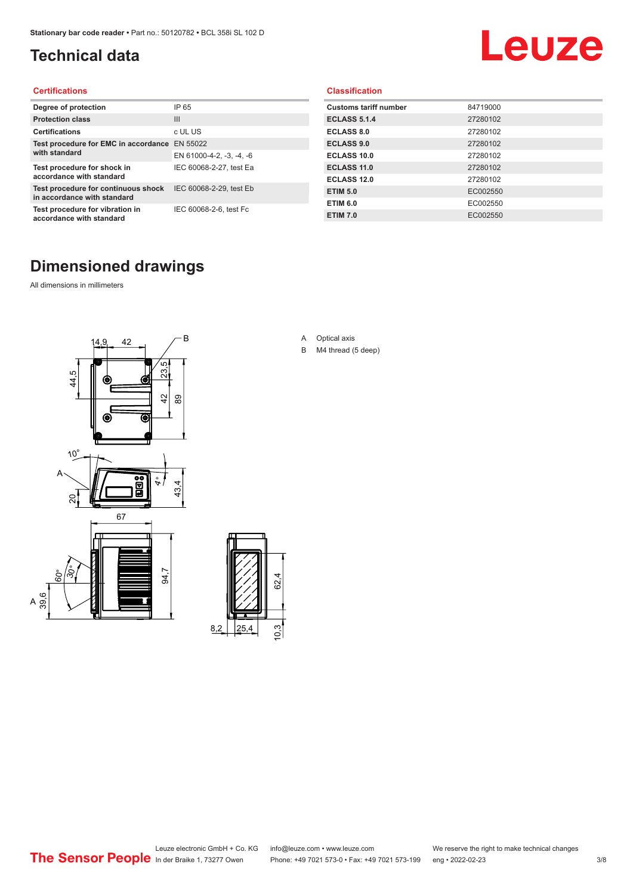# Technical data

## Certifications

| | |
|---|---|
| **Degree of protection** | IP 65 |
| **Protection class** | III |
| **Certifications** | c UL US |
| **Test procedure for EMC in accordance with standard** | EN 55022 |
| | EN 61000-4-2, -3, -4, -6 |
| **Test procedure for shock in accordance with standard** | IEC 60068-2-27, test Ea |
| **Test procedure for continuous shock in accordance with standard** | IEC 60068-2-29, test Eb |
| **Test procedure for vibration in accordance with standard** | IEC 60068-2-6, test Fc |

## Classification

| | |
|---|---|
| **Customs tariff number** | 84719000 |
| **ECLASS 5.1.4** | 27280102 |
| **ECLASS 8.0** | 27280102 |
| **ECLASS 9.0** | 27280102 |
| **ECLASS 10.0** | 27280102 |
| **ECLASS 11.0** | 27280102 |
| **ECLASS 12.0** | 27280102 |
| **ETIM 5.0** | EC002550 |
| **ETIM 6.0** | EC002550 |
| **ETIM 7.0** | EC002550 |

# Dimensioned drawings

All dimensions in millimeters

A Optical axis

B M4 thread (5 deep)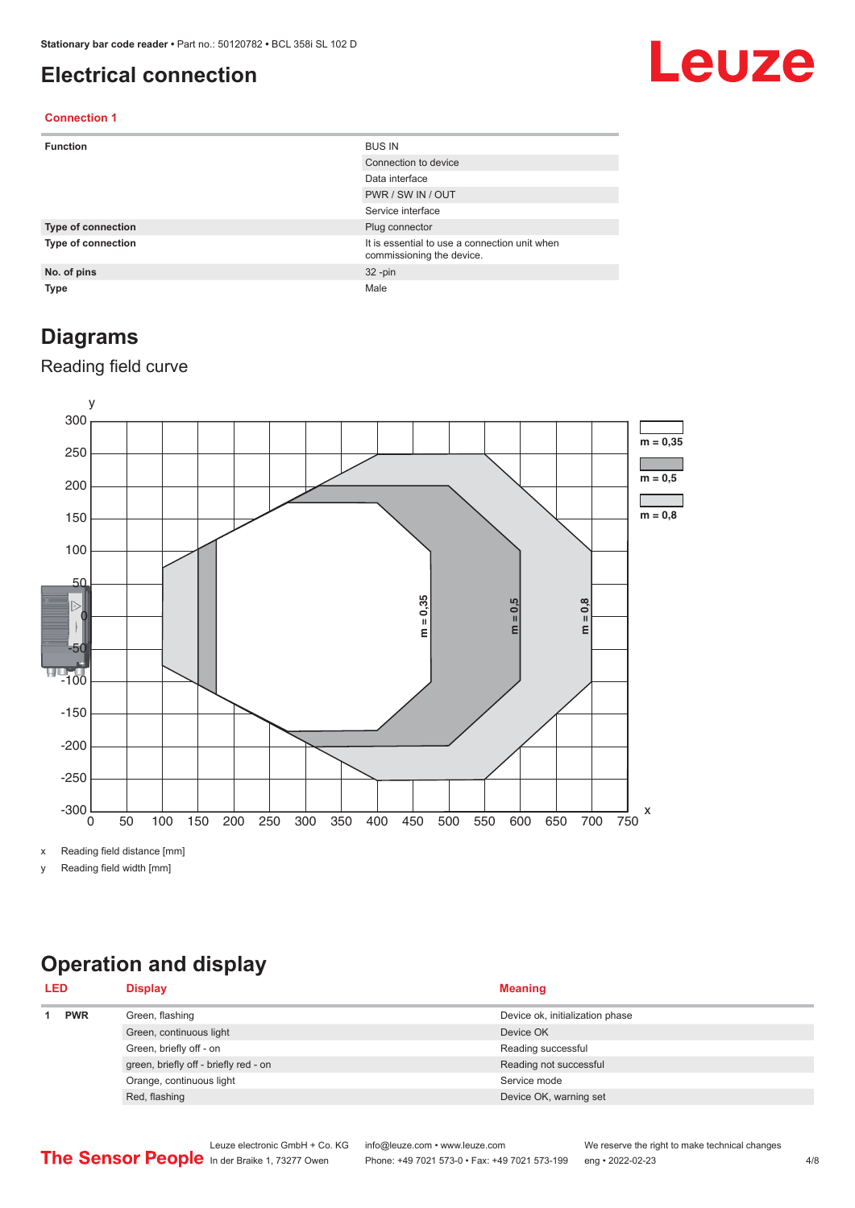# Electrical connection

## Connection 1

| | |
|---|---|
| **Function** | BUS IN |
| | Connection to device |
| | Data interface |
| | PWR / SW IN / OUT |
| | Service interface |
| **Type of connection** | Plug connector |
| **Type of connection** | It is essential to use a connection unit when commissioning the device. |
| **No. of pins** | 32 -pin |
| **Type** | Male |

# Diagrams

## Reading field curve

x Reading field distance [mm]

y Reading field width [mm]

# Operation and display

| LED | | Display | Meaning |
|---|---|---|---|
| 1 | **PWR** | Green, flashing | Device ok, initialization phase |
| | | Green, continuous light | Device OK |
| | | Green, briefly off - on | Reading successful |
| | | green, briefly off - briefly red - on | Reading not successful |
| | | Orange, continuous light | Service mode |
| | | Red, flashing | Device OK, warning set |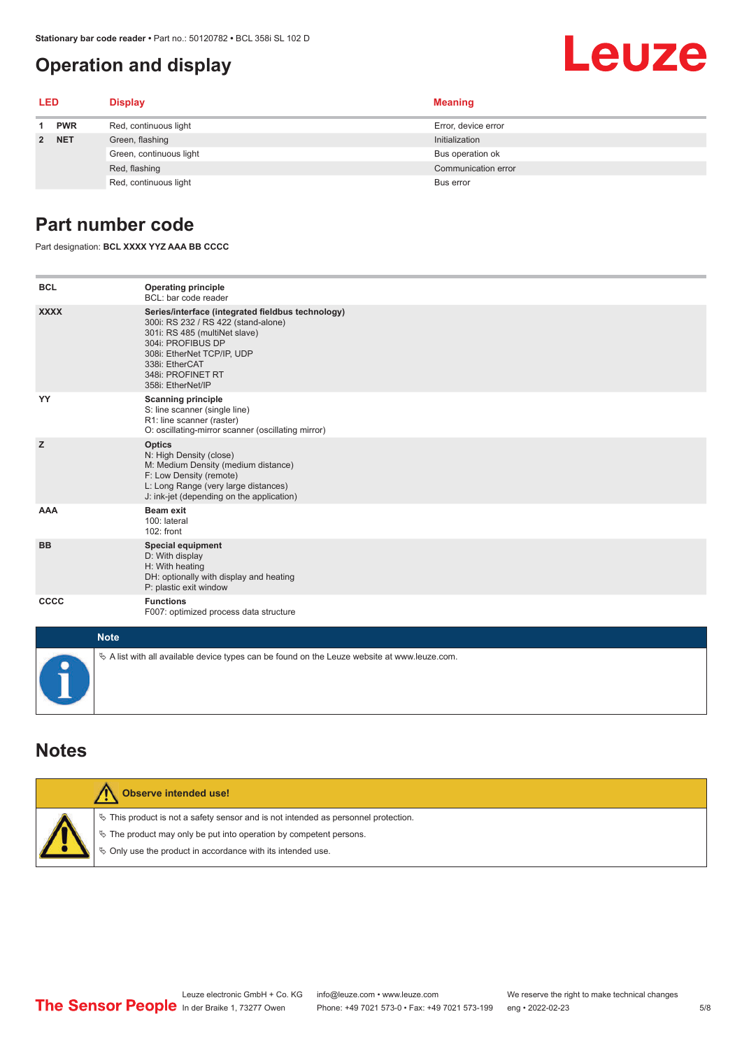## Operation and display

| LED | | Display | Meaning |
|---|---|---|---|
| 1 | PWR | Red, continuous light | Error, device error |
| 2 | NET | Green, flashing | Initialization |
| | | Green, continuous light | Bus operation ok |
| | | Red, flashing | Communication error |
| | | Red, continuous light | Bus error |

## Part number code

Part designation: **BCL XXXX YYZ AAA BB CCCC**

| | |
|---|---|
| **BCL** | **Operating principle**<br>BCL: bar code reader |
| **XXXX** | **Series/interface (integrated fieldbus technology)**<br>300i: RS 232 / RS 422 (stand-alone)<br>301i: RS 485 (multiNet slave)<br>304i: PROFIBUS DP<br>308i: EtherNet TCP/IP, UDP<br>338i: EtherCAT<br>348i: PROFINET RT<br>358i: EtherNet/IP |
| **YY** | **Scanning principle**<br>S: line scanner (single line)<br>R1: line scanner (raster)<br>O: oscillating-mirror scanner (oscillating mirror) |
| **Z** | **Optics**<br>N: High Density (close)<br>M: Medium Density (medium distance)<br>F: Low Density (remote)<br>L: Long Range (very large distances)<br>J: ink-jet (depending on the application) |
| **AAA** | **Beam exit**<br>100: lateral<br>102: front |
| **BB** | **Special equipment**<br>D: With display<br>H: With heating<br>DH: optionally with display and heating<br>P: plastic exit window |
| **CCCC** | **Functions**<br>F007: optimized process data structure |

**Note**

- A list with all available device types can be found on the Leuze website at www.leuze.com.

## Notes

**Observe intended use!**

- This product is not a safety sensor and is not intended as personnel protection.
- The product may only be put into operation by competent persons.
- Only use the product in accordance with its intended use.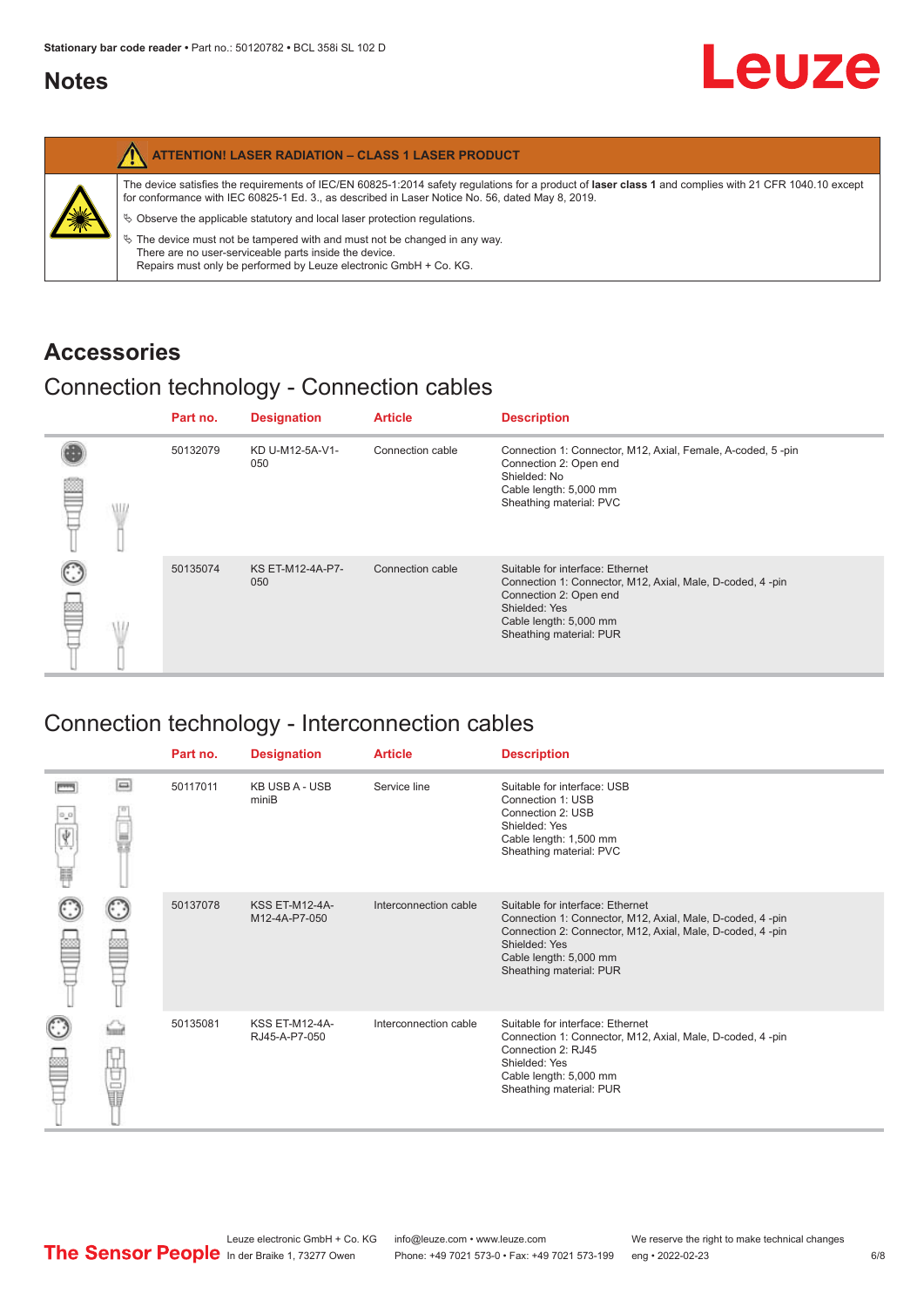## Notes

**ATTENTION! LASER RADIATION – CLASS 1 LASER PRODUCT**

The device satisfies the requirements of IEC/EN 60825-1:2014 safety regulations for a product of **laser class 1** and complies with 21 CFR 1040.10 except for conformance with IEC 60825-1 Ed. 3., as described in Laser Notice No. 56, dated May 8, 2019.

- Observe the applicable statutory and local laser protection regulations.
- The device must not be tampered with and must not be changed in any way.
  There are no user-serviceable parts inside the device.
  Repairs must only be performed by Leuze electronic GmbH + Co. KG.

## Accessories

### Connection technology - Connection cables

| Part no. | Designation | Article | Description |
|---|---|---|---|
| 50132079 | KD U-M12-5A-V1-050 | Connection cable | Connection 1: Connector, M12, Axial, Female, A-coded, 5 -pin<br>Connection 2: Open end<br>Shielded: No<br>Cable length: 5,000 mm<br>Sheathing material: PVC |
| 50135074 | KS ET-M12-4A-P7-050 | Connection cable | Suitable for interface: Ethernet<br>Connection 1: Connector, M12, Axial, Male, D-coded, 4 -pin<br>Connection 2: Open end<br>Shielded: Yes<br>Cable length: 5,000 mm<br>Sheathing material: PUR |

### Connection technology - Interconnection cables

| Part no. | Designation | Article | Description |
|---|---|---|---|
| 50117011 | KB USB A - USB miniB | Service line | Suitable for interface: USB<br>Connection 1: USB<br>Connection 2: USB<br>Shielded: Yes<br>Cable length: 1,500 mm<br>Sheathing material: PVC |
| 50137078 | KSS ET-M12-4A-M12-4A-P7-050 | Interconnection cable | Suitable for interface: Ethernet<br>Connection 1: Connector, M12, Axial, Male, D-coded, 4 -pin<br>Connection 2: Connector, M12, Axial, Male, D-coded, 4 -pin<br>Shielded: Yes<br>Cable length: 5,000 mm<br>Sheathing material: PUR |
| 50135081 | KSS ET-M12-4A-RJ45-A-P7-050 | Interconnection cable | Suitable for interface: Ethernet<br>Connection 1: Connector, M12, Axial, Male, D-coded, 4 -pin<br>Connection 2: RJ45<br>Shielded: Yes<br>Cable length: 5,000 mm<br>Sheathing material: PUR |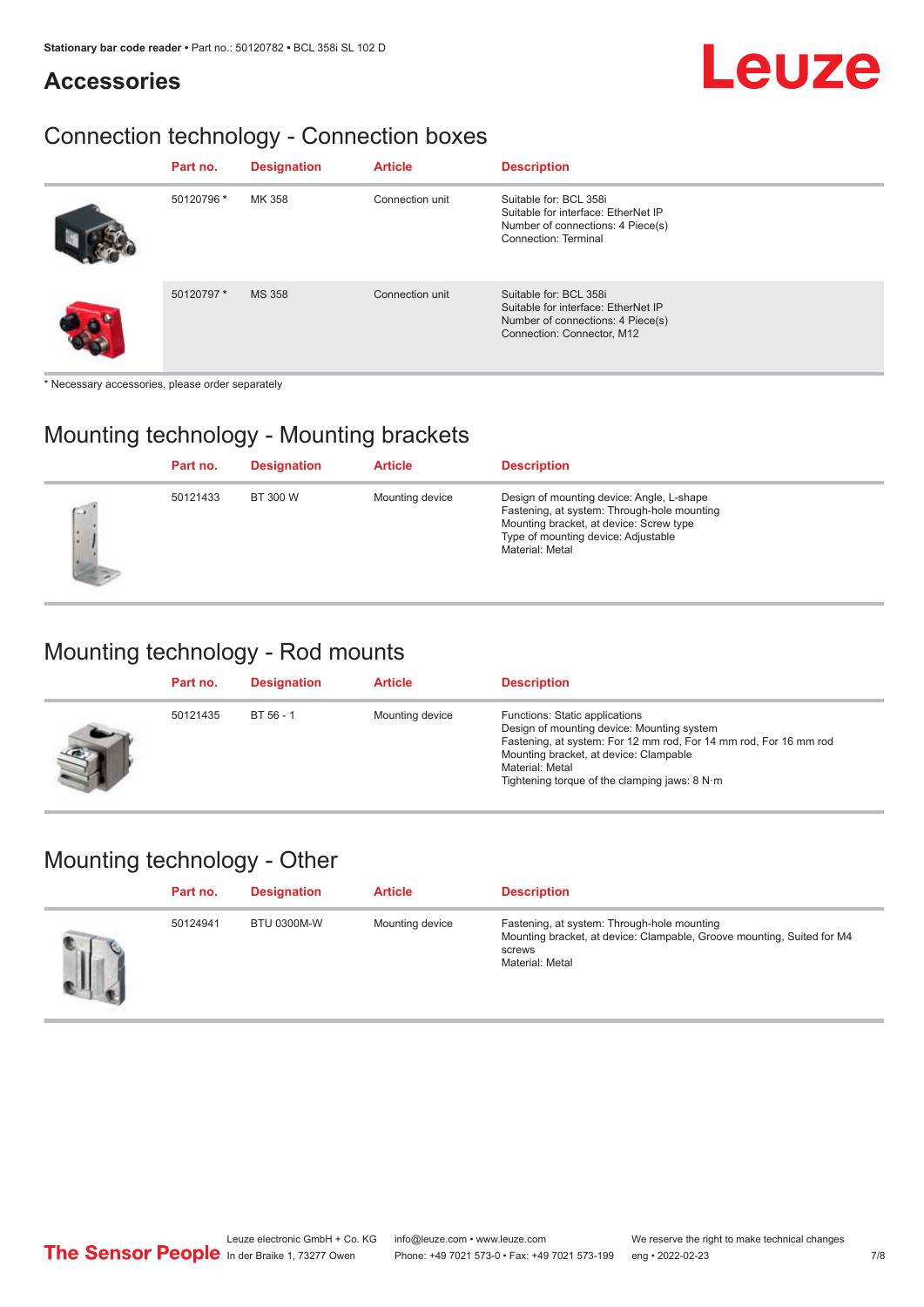# Accessories

## Connection technology - Connection boxes

| Part no. | Designation | Article | Description |
|---|---|---|---|
| 50120796 * | MK 358 | Connection unit | Suitable for: BCL 358i<br>Suitable for interface: EtherNet IP<br>Number of connections: 4 Piece(s)<br>Connection: Terminal |
| 50120797 * | MS 358 | Connection unit | Suitable for: BCL 358i<br>Suitable for interface: EtherNet IP<br>Number of connections: 4 Piece(s)<br>Connection: Connector, M12 |

* Necessary accessories, please order separately

## Mounting technology - Mounting brackets

| Part no. | Designation | Article | Description |
|---|---|---|---|
| 50121433 | BT 300 W | Mounting device | Design of mounting device: Angle, L-shape<br>Fastening, at system: Through-hole mounting<br>Mounting bracket, at device: Screw type<br>Type of mounting device: Adjustable<br>Material: Metal |

## Mounting technology - Rod mounts

| Part no. | Designation | Article | Description |
|---|---|---|---|
| 50121435 | BT 56 - 1 | Mounting device | Functions: Static applications<br>Design of mounting device: Mounting system<br>Fastening, at system: For 12 mm rod, For 14 mm rod, For 16 mm rod<br>Mounting bracket, at device: Clampable<br>Material: Metal<br>Tightening torque of the clamping jaws: 8 N·m |

## Mounting technology - Other

| Part no. | Designation | Article | Description |
|---|---|---|---|
| 50124941 | BTU 0300M-W | Mounting device | Fastening, at system: Through-hole mounting<br>Mounting bracket, at device: Clampable, Groove mounting, Suited for M4 screws<br>Material: Metal |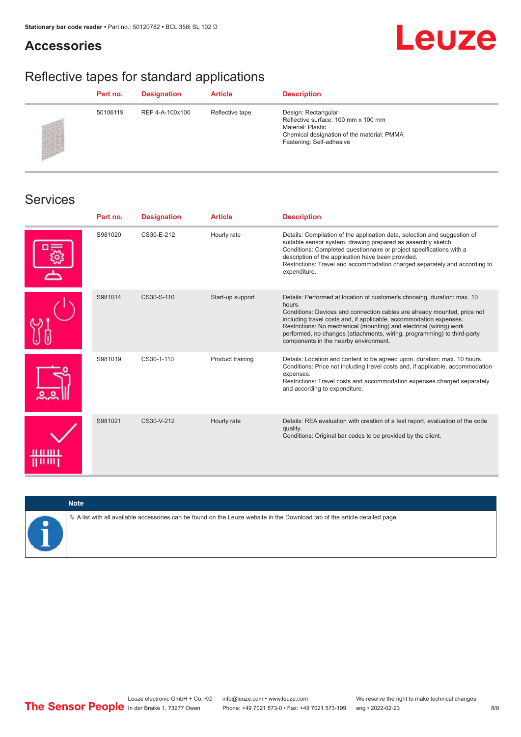## Accessories

### Reflective tapes for standard applications

| | Part no. | Designation | Article | Description |
|---|---|---|---|---|
| | 50106119 | REF 4-A-100x100 | Reflective tape | Design: Rectangular<br>Reflective surface: 100 mm x 100 mm<br>Material: Plastic<br>Chemical designation of the material: PMMA<br>Fastening: Self-adhesive |

### Services

| | Part no. | Designation | Article | Description |
|---|---|---|---|---|
| | S981020 | CS30-E-212 | Hourly rate | Details: Compilation of the application data, selection and suggestion of suitable sensor system, drawing prepared as assembly sketch.<br>Conditions: Completed questionnaire or project specifications with a description of the application have been provided.<br>Restrictions: Travel and accommodation charged separately and according to expenditure. |
| | S981014 | CS30-S-110 | Start-up support | Details: Performed at location of customer's choosing, duration: max. 10 hours.<br>Conditions: Devices and connection cables are already mounted, price not including travel costs and, if applicable, accommodation expenses.<br>Restrictions: No mechanical (mounting) and electrical (wiring) work performed, no changes (attachments, wiring, programming) to third-party components in the nearby environment. |
| | S981019 | CS30-T-110 | Product training | Details: Location and content to be agreed upon, duration: max. 10 hours.<br>Conditions: Price not including travel costs and, if applicable, accommodation expenses.<br>Restrictions: Travel costs and accommodation expenses charged separately and according to expenditure. |
| | S981021 | CS30-V-212 | Hourly rate | Details: REA evaluation with creation of a test report, evaluation of the code quality.<br>Conditions: Original bar codes to be provided by the client. |

**Note**

A list with all available accessories can be found on the Leuze website in the Download tab of the article detailed page.